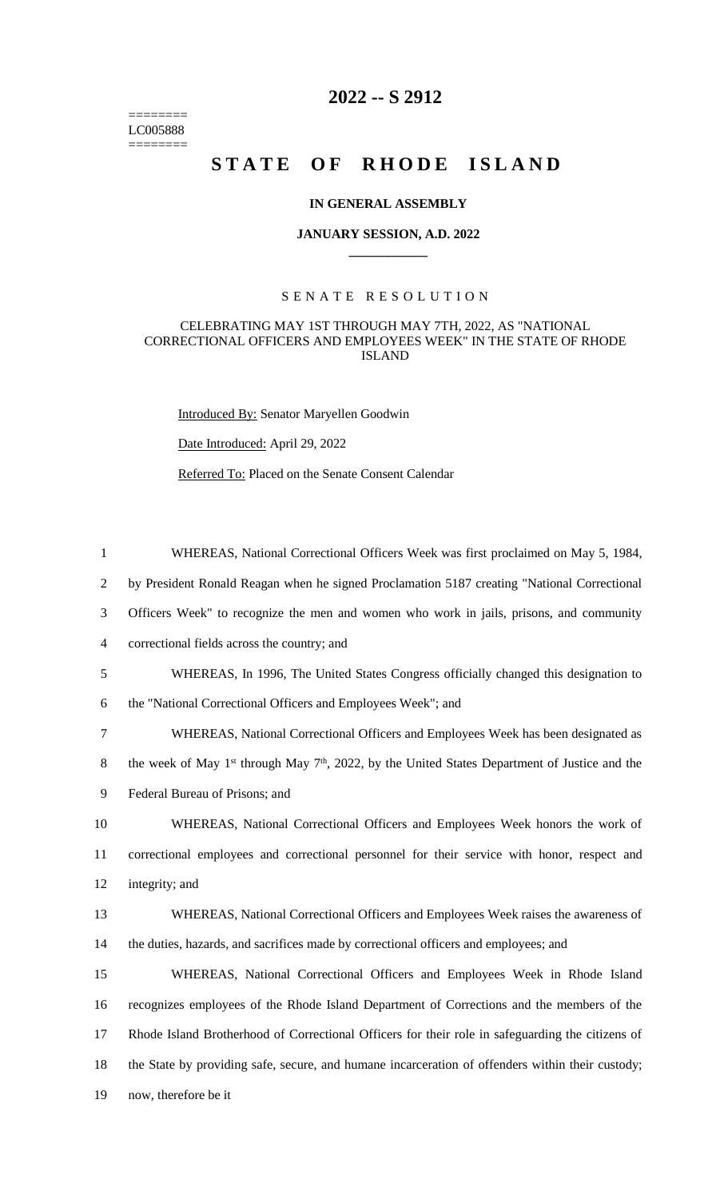========
LC005888
========

# 2022 -- S 2912

# STATE OF RHODE ISLAND

### IN GENERAL ASSEMBLY

### JANUARY SESSION, A.D. 2022

## SENATE RESOLUTION

CELEBRATING MAY 1ST THROUGH MAY 7TH, 2022, AS "NATIONAL CORRECTIONAL OFFICERS AND EMPLOYEES WEEK" IN THE STATE OF RHODE ISLAND

Introduced By: Senator Maryellen Goodwin

Date Introduced: April 29, 2022

Referred To: Placed on the Senate Consent Calendar

WHEREAS, National Correctional Officers Week was first proclaimed on May 5, 1984, by President Ronald Reagan when he signed Proclamation 5187 creating "National Correctional Officers Week" to recognize the men and women who work in jails, prisons, and community correctional fields across the country; and

WHEREAS, In 1996, The United States Congress officially changed this designation to the "National Correctional Officers and Employees Week"; and

WHEREAS, National Correctional Officers and Employees Week has been designated as the week of May 1st through May 7th, 2022, by the United States Department of Justice and the Federal Bureau of Prisons; and

WHEREAS, National Correctional Officers and Employees Week honors the work of correctional employees and correctional personnel for their service with honor, respect and integrity; and

WHEREAS, National Correctional Officers and Employees Week raises the awareness of the duties, hazards, and sacrifices made by correctional officers and employees; and

WHEREAS, National Correctional Officers and Employees Week in Rhode Island recognizes employees of the Rhode Island Department of Corrections and the members of the Rhode Island Brotherhood of Correctional Officers for their role in safeguarding the citizens of the State by providing safe, secure, and humane incarceration of offenders within their custody; now, therefore be it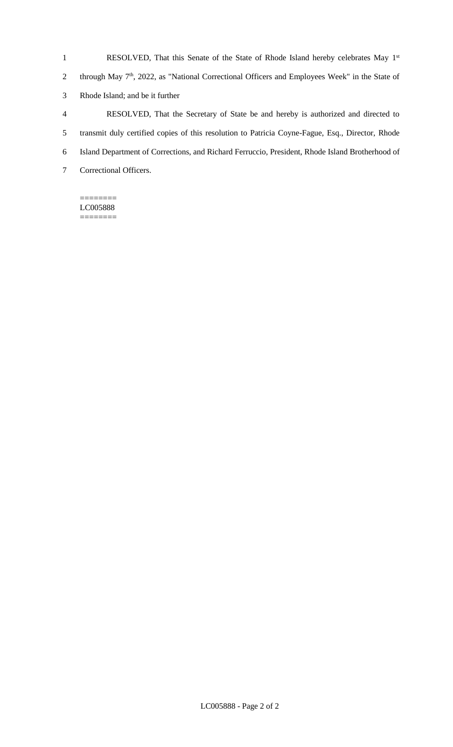RESOLVED, That this Senate of the State of Rhode Island hereby celebrates May 1st through May 7th, 2022, as "National Correctional Officers and Employees Week" in the State of Rhode Island; and be it further

RESOLVED, That the Secretary of State be and hereby is authorized and directed to transmit duly certified copies of this resolution to Patricia Coyne-Fague, Esq., Director, Rhode Island Department of Corrections, and Richard Ferruccio, President, Rhode Island Brotherhood of Correctional Officers.

========
LC005888
========